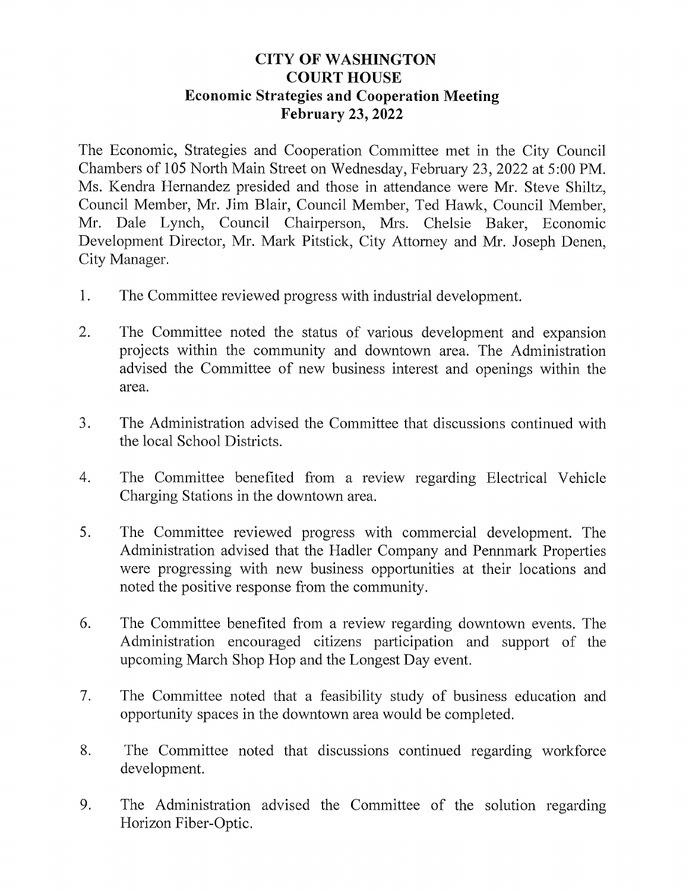# CITY OF WASHINGTON
# COURT HOUSE
## Economic Strategies and Cooperation Meeting
## February 23, 2022

The Economic, Strategies and Cooperation Committee met in the City Council Chambers of 105 North Main Street on Wednesday, February 23, 2022 at 5:00 PM. Ms. Kendra Hernandez presided and those in attendance were Mr. Steve Shiltz, Council Member, Mr. Jim Blair, Council Member, Ted Hawk, Council Member, Mr. Dale Lynch, Council Chairperson, Mrs. Chelsie Baker, Economic Development Director, Mr. Mark Pitstick, City Attorney and Mr. Joseph Denen, City Manager.

1. The Committee reviewed progress with industrial development.

2. The Committee noted the status of various development and expansion projects within the community and downtown area. The Administration advised the Committee of new business interest and openings within the area.

3. The Administration advised the Committee that discussions continued with the local School Districts.

4. The Committee benefited from a review regarding Electrical Vehicle Charging Stations in the downtown area.

5. The Committee reviewed progress with commercial development. The Administration advised that the Hadler Company and Pennmark Properties were progressing with new business opportunities at their locations and noted the positive response from the community.

6. The Committee benefited from a review regarding downtown events. The Administration encouraged citizens participation and support of the upcoming March Shop Hop and the Longest Day event.

7. The Committee noted that a feasibility study of business education and opportunity spaces in the downtown area would be completed.

8. The Committee noted that discussions continued regarding workforce development.

9. The Administration advised the Committee of the solution regarding Horizon Fiber-Optic.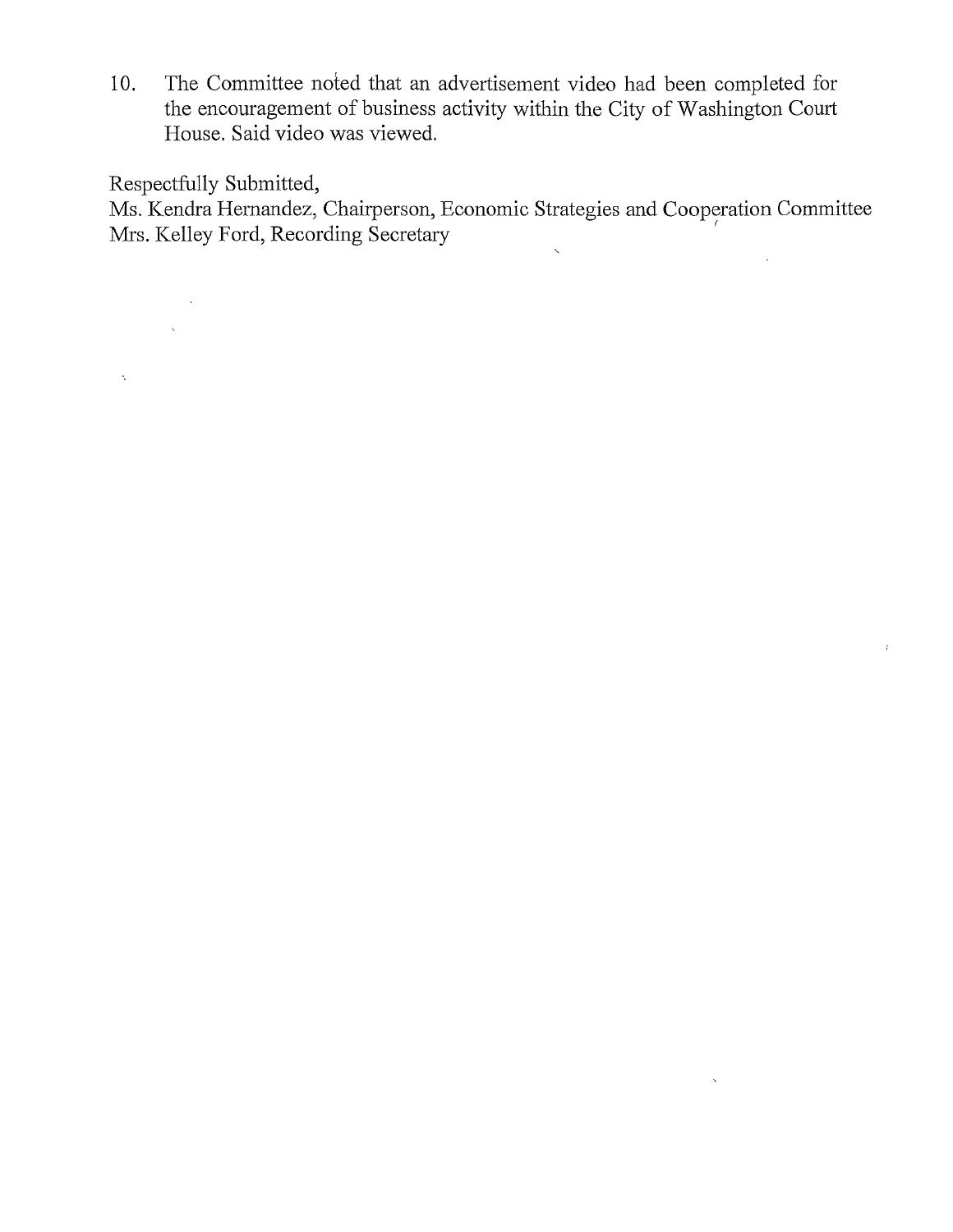10. The Committee noted that an advertisement video had been completed for the encouragement of business activity within the City of Washington Court House. Said video was viewed.

Respectfully Submitted,
Ms. Kendra Hernandez, Chairperson, Economic Strategies and Cooperation Committee
Mrs. Kelley Ford, Recording Secretary